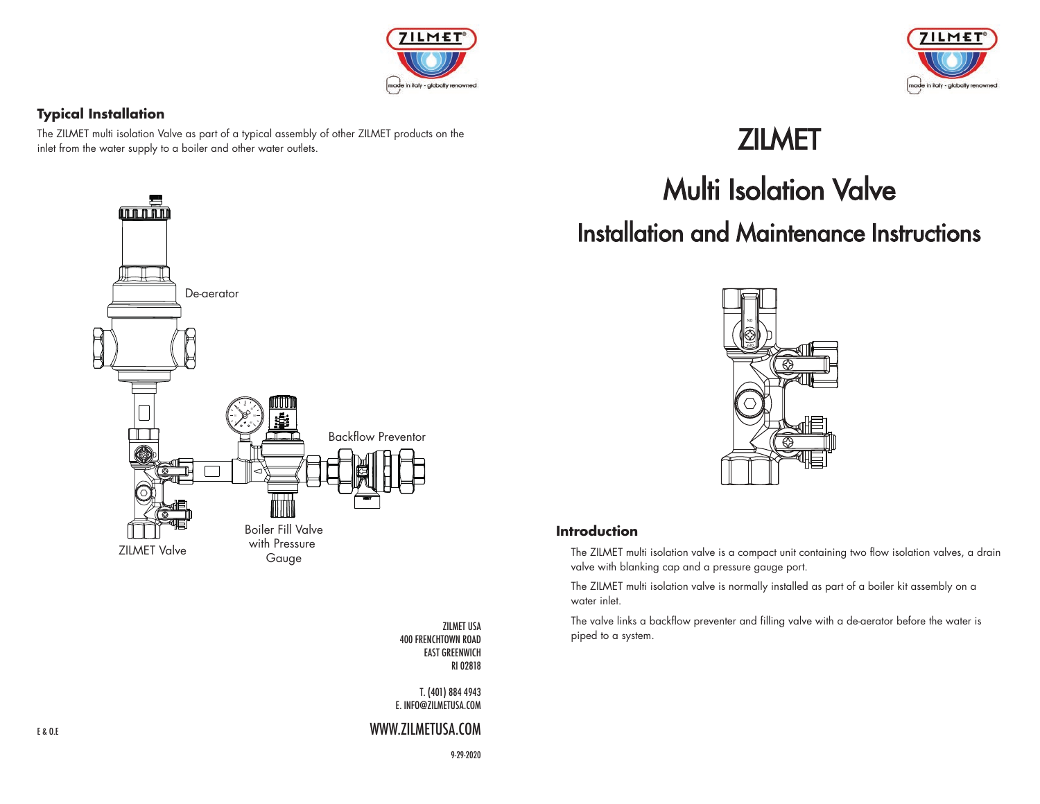## Typical Installation

The ZILMET multi isolation Valve as part of a typical assembly of other ZILMET products on the inlet from the water supply to a boiler and other water outlets.

De-aerator

Backflow Preventor

Boiler Fill Valve with Pressure Gauge

ZILMET Valve

ZILMET USA
400 FRENCHTOWN ROAD
EAST GREENWICH
RI 02818

T. (401) 884 4943
E. INFO@ZILMETUSA.COM

WWW.ZILMETUSA.COM

9-29-2020

E & O.E

# ZILMET

# Multi Isolation Valve

## Installation and Maintenance Instructions

### Introduction

The ZILMET multi isolation valve is a compact unit containing two flow isolation valves, a drain valve with blanking cap and a pressure gauge port.

The ZILMET multi isolation valve is normally installed as part of a boiler kit assembly on a water inlet.

The valve links a backflow preventer and filling valve with a de-aerator before the water is piped to a system.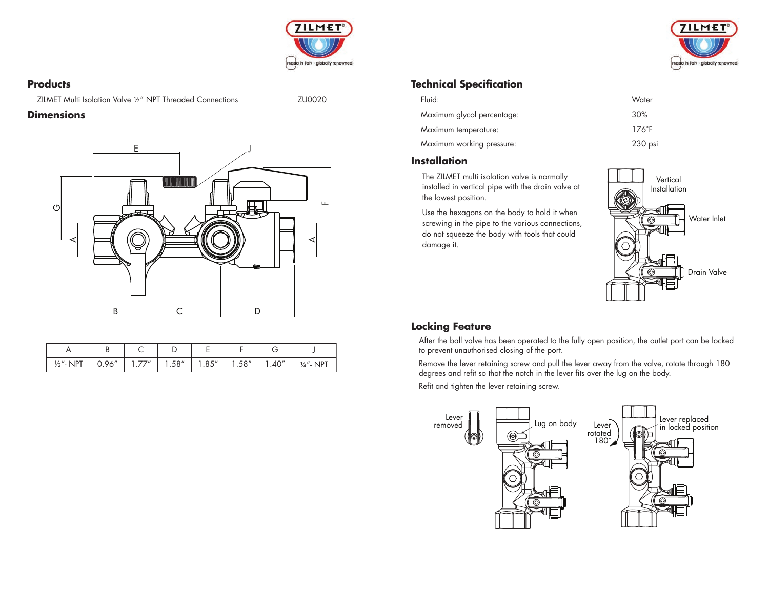## Products

ZILMET Multi Isolation Valve ½" NPT Threaded Connections ZU0020

## Dimensions

| A | B | C | D | E | F | G | J |
|---|---|---|---|---|---|---|---|
| ½"- NPT | 0.96" | 1.77" | 1.58" | 1.85" | 1.58" | 1.40" | ¼"- NPT |

## Technical Specification

| | |
|---|---|
| Fluid: | Water |
| Maximum glycol percentage: | 30% |
| Maximum temperature: | 176˚F |
| Maximum working pressure: | 230 psi |

## Installation

The ZILMET multi isolation valve is normally installed in vertical pipe with the drain valve at the lowest position.

Use the hexagons on the body to hold it when screwing in the pipe to the various connections, do not squeeze the body with tools that could damage it.

Vertical Installation

Water Inlet

Drain Valve

## Locking Feature

After the ball valve has been operated to the fully open position, the outlet port can be locked to prevent unauthorised closing of the port.

Remove the lever retaining screw and pull the lever away from the valve, rotate through 180 degrees and refit so that the notch in the lever fits over the lug on the body.

Refit and tighten the lever retaining screw.

Lever removed

Lug on body

Lever rotated 180°

Lever replaced in locked position